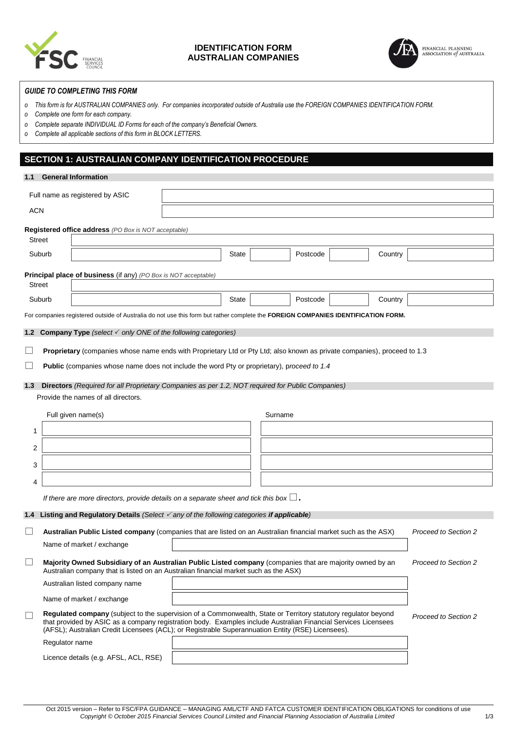# IDENTIFICATION FORM AUSTRALIAN COMPANIES

***GUIDE TO COMPLETING THIS FORM***

- *This form is for AUSTRALIAN COMPANIES only. For companies incorporated outside of Australia use the FOREIGN COMPANIES IDENTIFICATION FORM.*
- *Complete one form for each company.*
- *Complete separate INDIVIDUAL ID Forms for each of the company's Beneficial Owners.*
- *Complete all applicable sections of this form in BLOCK LETTERS.*

## SECTION 1: AUSTRALIAN COMPANY IDENTIFICATION PROCEDURE

### 1.1 General Information

| Full name as registered by ASIC | |
|---|---|
| ACN | |

**Registered office address** *(PO Box is NOT acceptable)*

| Street | | | | | | | |
|---|---|---|---|---|---|---|---|
| Suburb | | State | | Postcode | | Country | |

**Principal place of business** (if any) *(PO Box is NOT acceptable)*

| Street | | | | | | | |
|---|---|---|---|---|---|---|---|
| Suburb | | State | | Postcode | | Country | |

For companies registered outside of Australia do not use this form but rather complete the **FOREIGN COMPANIES IDENTIFICATION FORM.**

### 1.2 Company Type *(select ✓ only ONE of the following categories)*

☐ **Proprietary** (companies whose name ends with Proprietary Ltd or Pty Ltd; also known as private companies), proceed to 1.3

☐ **Public** (companies whose name does not include the word Pty or proprietary), p*roceed to 1.4*

### 1.3 Directors *(Required for all Proprietary Companies as per 1.2, NOT required for Public Companies)*

Provide the names of all directors.

| | Full given name(s) | Surname |
|---|---|---|
| 1 | | |
| 2 | | |
| 3 | | |
| 4 | | |

*If there are more directors, provide details on a separate sheet and tick this box* ☐.

### 1.4 Listing and Regulatory Details *(Select ✓ any of the following categories **if applicable**)*

☐ **Australian Public Listed company** (companies that are listed on an Australian financial market such as the ASX) *Proceed to Section 2*

| Name of market / exchange | |
|---|---|

☐ **Majority Owned Subsidiary of an Australian Public Listed company** (companies that are majority owned by an Australian company that is listed on an Australian financial market such as the ASX) *Proceed to Section 2*

| Australian listed company name | |
|---|---|
| Name of market / exchange | |

☐ **Regulated company** (subject to the supervision of a Commonwealth, State or Territory statutory regulator beyond that provided by ASIC as a company registration body. Examples include Australian Financial Services Licensees (AFSL); Australian Credit Licensees (ACL); or Registrable Superannuation Entity (RSE) Licensees). *Proceed to Section 2*

| Regulator name | |
|---|---|
| Licence details (e.g. AFSL, ACL, RSE) | |

Oct 2015 version – Refer to FSC/FPA GUIDANCE – MANAGING AML/CTF AND FATCA CUSTOMER IDENTIFICATION OBLIGATIONS for conditions of use
*Copyright © October 2015 Financial Services Council Limited and Financial Planning Association of Australia Limited*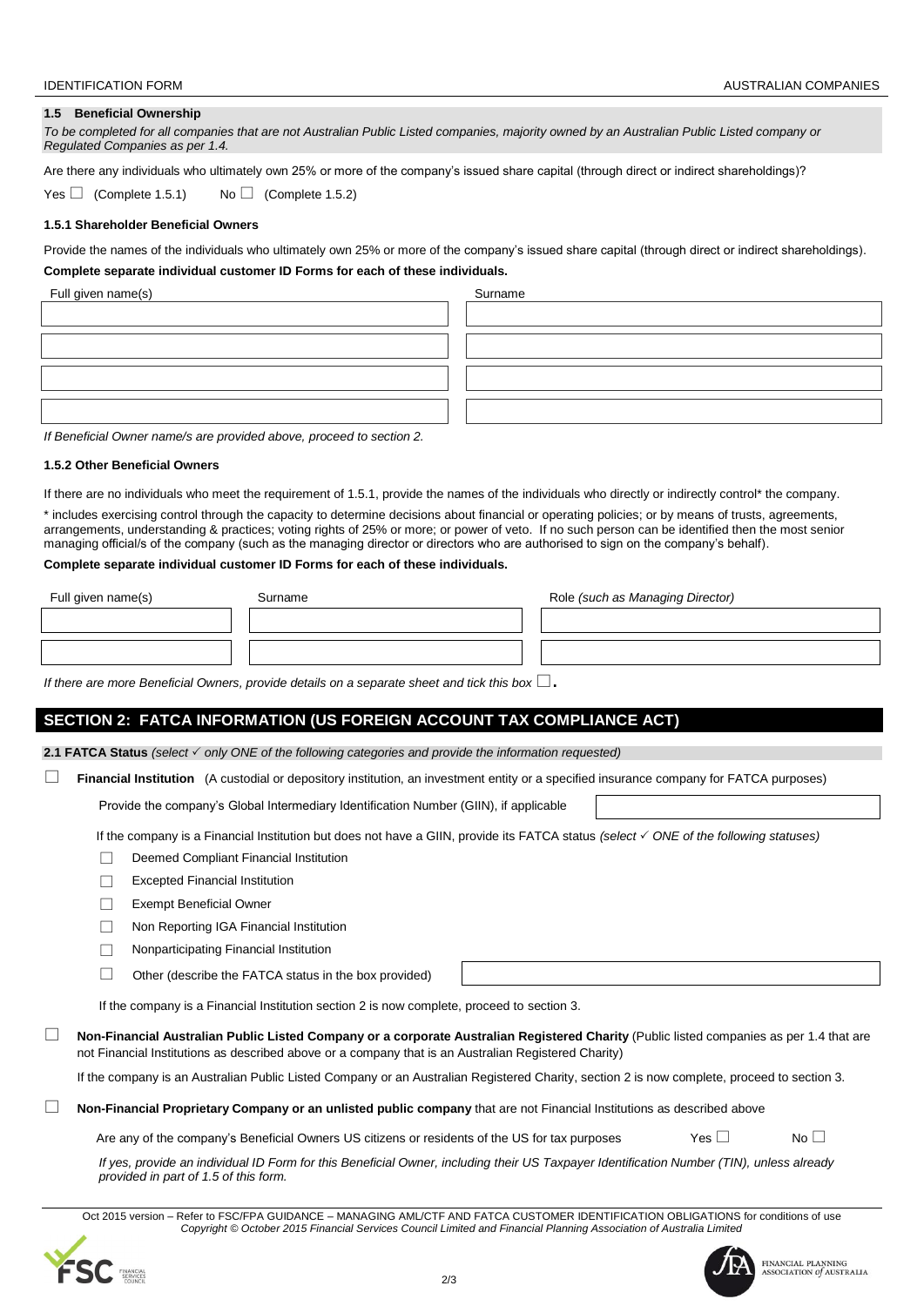### 1.5 Beneficial Ownership

*To be completed for all companies that are not Australian Public Listed companies, majority owned by an Australian Public Listed company or Regulated Companies as per 1.4.*

Are there any individuals who ultimately own 25% or more of the company's issued share capital (through direct or indirect shareholdings)?

Yes ☐ (Complete 1.5.1) No ☐ (Complete 1.5.2)

#### 1.5.1 Shareholder Beneficial Owners

Provide the names of the individuals who ultimately own 25% or more of the company's issued share capital (through direct or indirect shareholdings).

**Complete separate individual customer ID Forms for each of these individuals.**

| Full given name(s) | Surname |
|---|---|
| | |
| | |
| | |
| | |

*If Beneficial Owner name/s are provided above, proceed to section 2.*

#### 1.5.2 Other Beneficial Owners

If there are no individuals who meet the requirement of 1.5.1, provide the names of the individuals who directly or indirectly control* the company.

* includes exercising control through the capacity to determine decisions about financial or operating policies; or by means of trusts, agreements, arrangements, understanding & practices; voting rights of 25% or more; or power of veto. If no such person can be identified then the most senior managing official/s of the company (such as the managing director or directors who are authorised to sign on the company's behalf).

**Complete separate individual customer ID Forms for each of these individuals.**

| Full given name(s) | Surname | Role *(such as Managing Director)* |
|---|---|---|
| | | |
| | | |

*If there are more Beneficial Owners, provide details on a separate sheet and tick this box* ☐.

## SECTION 2: FATCA INFORMATION (US FOREIGN ACCOUNT TAX COMPLIANCE ACT)

**2.1 FATCA Status** *(select ✓ only ONE of the following categories and provide the information requested)*

☐ **Financial Institution** (A custodial or depository institution, an investment entity or a specified insurance company for FATCA purposes)

Provide the company's Global Intermediary Identification Number (GIIN), if applicable

If the company is a Financial Institution but does not have a GIIN, provide its FATCA status *(select ✓ ONE of the following statuses)*

- ☐ Deemed Compliant Financial Institution
- ☐ Excepted Financial Institution
- ☐ Exempt Beneficial Owner
- ☐ Non Reporting IGA Financial Institution
- ☐ Nonparticipating Financial Institution
- ☐ Other (describe the FATCA status in the box provided)

If the company is a Financial Institution section 2 is now complete, proceed to section 3.

☐ **Non-Financial Australian Public Listed Company or a corporate Australian Registered Charity** (Public listed companies as per 1.4 that are not Financial Institutions as described above or a company that is an Australian Registered Charity)

If the company is an Australian Public Listed Company or an Australian Registered Charity, section 2 is now complete, proceed to section 3.

☐ **Non-Financial Proprietary Company or an unlisted public company** that are not Financial Institutions as described above

Are any of the company's Beneficial Owners US citizens or residents of the US for tax purposes Yes ☐ No ☐

*If yes, provide an individual ID Form for this Beneficial Owner, including their US Taxpayer Identification Number (TIN), unless already provided in part of 1.5 of this form.*

Oct 2015 version – Refer to FSC/FPA GUIDANCE – MANAGING AML/CTF AND FATCA CUSTOMER IDENTIFICATION OBLIGATIONS for conditions of use
*Copyright © October 2015 Financial Services Council Limited and Financial Planning Association of Australia Limited*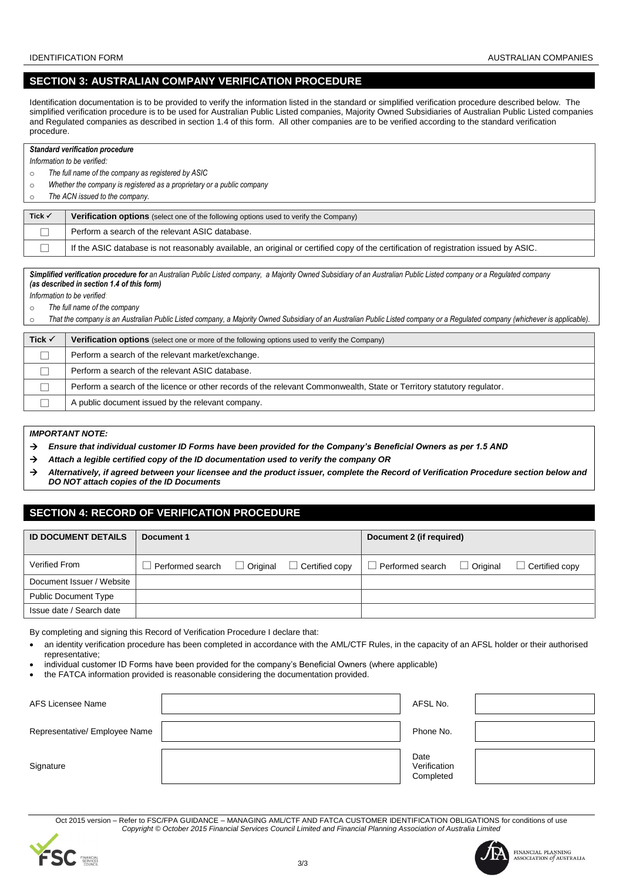## SECTION 3: AUSTRALIAN COMPANY VERIFICATION PROCEDURE

Identification documentation is to be provided to verify the information listed in the standard or simplified verification procedure described below. The simplified verification procedure is to be used for Australian Public Listed companies, Majority Owned Subsidiaries of Australian Public Listed companies and Regulated companies as described in section 1.4 of this form. All other companies are to be verified according to the standard verification procedure.

***Standard verification procedure***

*Information to be verified:*

- *The full name of the company as registered by ASIC*
- *Whether the company is registered as a proprietary or a public company*
- *The ACN issued to the company.*

| Tick ✓ | **Verification options** (select one of the following options used to verify the Company) |
|---|---|
| ☐ | Perform a search of the relevant ASIC database. |
| ☐ | If the ASIC database is not reasonably available, an original or certified copy of the certification of registration issued by ASIC. |

***Simplified verification procedure for*** *an Australian Public Listed company, a Majority Owned Subsidiary of an Australian Public Listed company or a Regulated company* ***(as described in section 1.4 of this form)***

*Information to be verified*

- *The full name of the company*
- *That the company is an Australian Public Listed company, a Majority Owned Subsidiary of an Australian Public Listed company or a Regulated company (whichever is applicable).*

| Tick ✓ | **Verification options** (select one or more of the following options used to verify the Company) |
|---|---|
| ☐ | Perform a search of the relevant market/exchange. |
| ☐ | Perform a search of the relevant ASIC database. |
| ☐ | Perform a search of the licence or other records of the relevant Commonwealth, State or Territory statutory regulator. |
| ☐ | A public document issued by the relevant company. |

***IMPORTANT NOTE:***

- → ***Ensure that individual customer ID Forms have been provided for the Company's Beneficial Owners as per 1.5 AND***
- → ***Attach a legible certified copy of the ID documentation used to verify the company OR***
- → ***Alternatively, if agreed between your licensee and the product issuer, complete the Record of Verification Procedure section below and DO NOT attach copies of the ID Documents***

## SECTION 4: RECORD OF VERIFICATION PROCEDURE

| ID DOCUMENT DETAILS | Document 1 | Document 2 (if required) |
|---|---|---|
| Verified From | ☐ Performed search ☐ Original ☐ Certified copy | ☐ Performed search ☐ Original ☐ Certified copy |
| Document Issuer / Website | | |
| Public Document Type | | |
| Issue date / Search date | | |

By completing and signing this Record of Verification Procedure I declare that:

- an identity verification procedure has been completed in accordance with the AML/CTF Rules, in the capacity of an AFSL holder or their authorised representative;
- individual customer ID Forms have been provided for the company's Beneficial Owners (where applicable)
- the FATCA information provided is reasonable considering the documentation provided.

| | | | |
|---|---|---|---|
| AFS Licensee Name | | AFSL No. | |
| Representative/ Employee Name | | Phone No. | |
| Signature | | Date Verification Completed | |

Oct 2015 version – Refer to FSC/FPA GUIDANCE – MANAGING AML/CTF AND FATCA CUSTOMER IDENTIFICATION OBLIGATIONS for conditions of use
*Copyright © October 2015 Financial Services Council Limited and Financial Planning Association of Australia Limited*